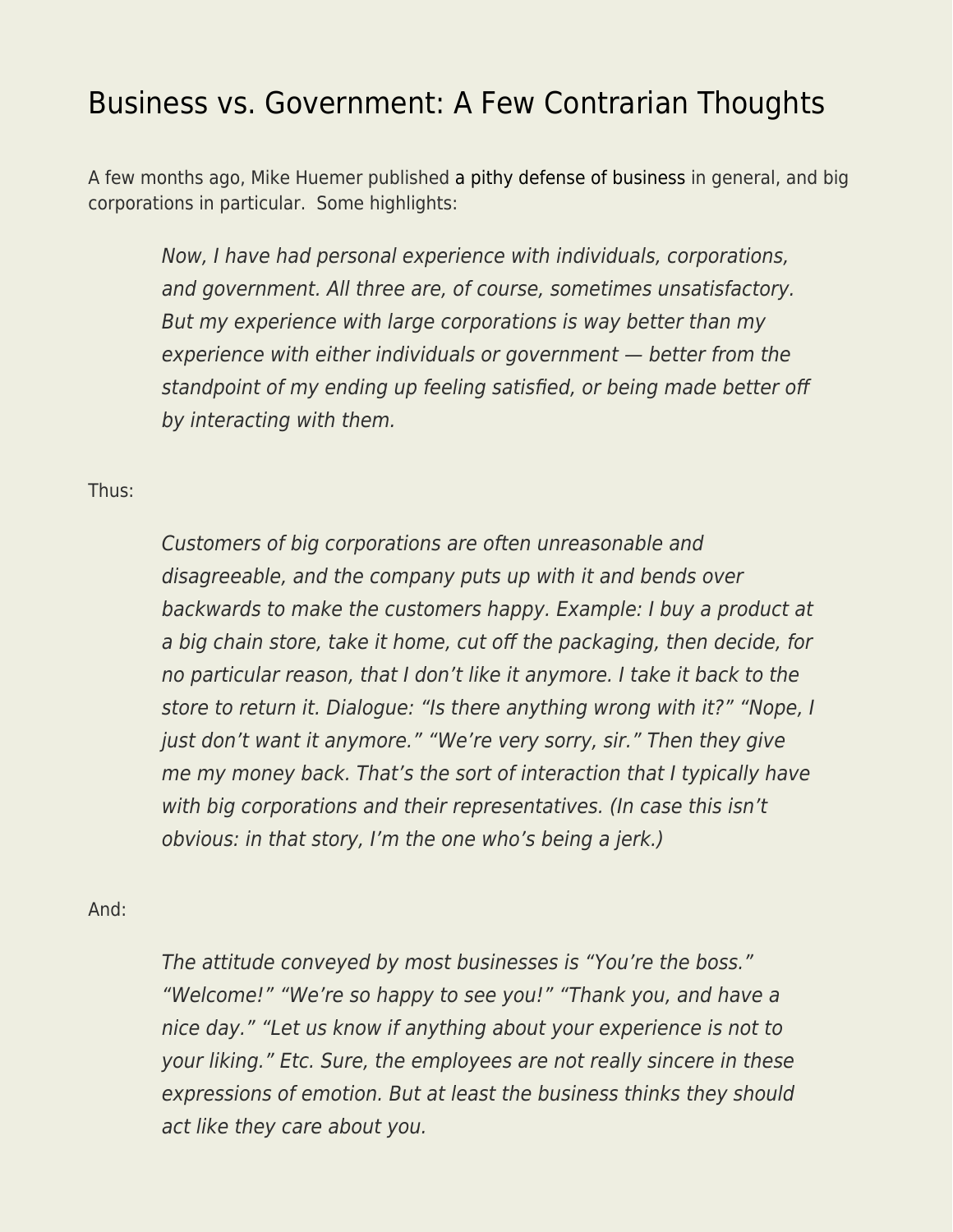# Business vs. Government: A Few Contrarian Thoughts

A few months ago, Mike Huemer published a pithy defense of business in general, and big corporations in particular. Some highlights:

> *Now, I have had personal experience with individuals, corporations, and government. All three are, of course, sometimes unsatisfactory. But my experience with large corporations is way better than my experience with either individuals or government — better from the standpoint of my ending up feeling satisfied, or being made better off by interacting with them.*

Thus:

> *Customers of big corporations are often unreasonable and disagreeable, and the company puts up with it and bends over backwards to make the customers happy. Example: I buy a product at a big chain store, take it home, cut off the packaging, then decide, for no particular reason, that I don't like it anymore. I take it back to the store to return it. Dialogue: "Is there anything wrong with it?" "Nope, I just don't want it anymore." "We're very sorry, sir." Then they give me my money back. That's the sort of interaction that I typically have with big corporations and their representatives. (In case this isn't obvious: in that story, I'm the one who's being a jerk.)*

And:

> *The attitude conveyed by most businesses is "You're the boss." "Welcome!" "We're so happy to see you!" "Thank you, and have a nice day." "Let us know if anything about your experience is not to your liking." Etc. Sure, the employees are not really sincere in these expressions of emotion. But at least the business thinks they should act like they care about you.*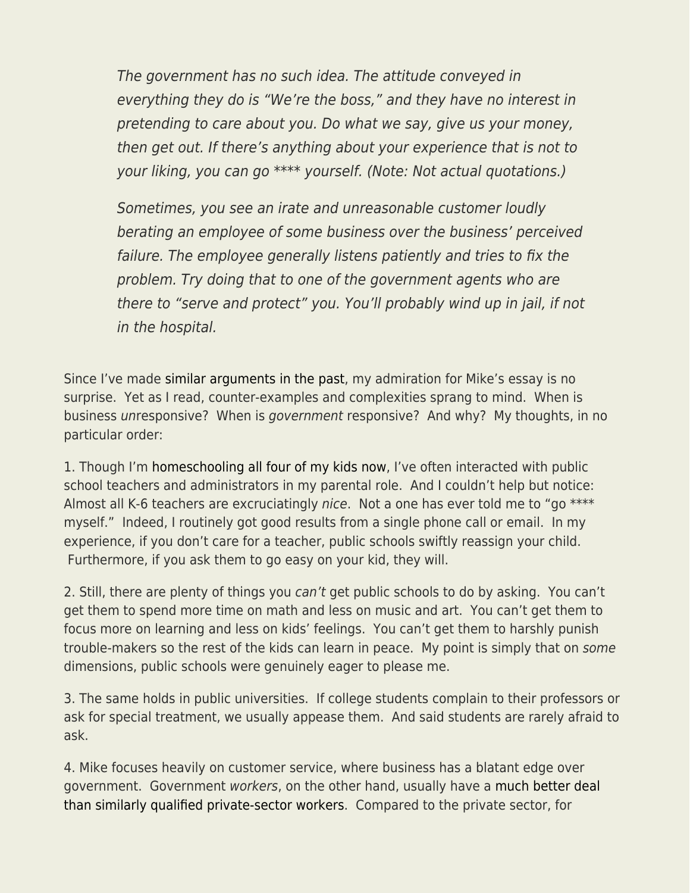> *The government has no such idea. The attitude conveyed in everything they do is "We're the boss," and they have no interest in pretending to care about you. Do what we say, give us your money, then get out. If there's anything about your experience that is not to your liking, you can go **** yourself. (Note: Not actual quotations.)*
>
> *Sometimes, you see an irate and unreasonable customer loudly berating an employee of some business over the business' perceived failure. The employee generally listens patiently and tries to fix the problem. Try doing that to one of the government agents who are there to "serve and protect" you. You'll probably wind up in jail, if not in the hospital.*

Since I've made similar arguments in the past, my admiration for Mike's essay is no surprise. Yet as I read, counter-examples and complexities sprang to mind. When is business *un*responsive? When is *government* responsive? And why? My thoughts, in no particular order:

1. Though I'm homeschooling all four of my kids now, I've often interacted with public school teachers and administrators in my parental role. And I couldn't help but notice: Almost all K-6 teachers are excruciatingly *nice*. Not a one has ever told me to "go **** myself." Indeed, I routinely got good results from a single phone call or email. In my experience, if you don't care for a teacher, public schools swiftly reassign your child. Furthermore, if you ask them to go easy on your kid, they will.

2. Still, there are plenty of things you *can't* get public schools to do by asking. You can't get them to spend more time on math and less on music and art. You can't get them to focus more on learning and less on kids' feelings. You can't get them to harshly punish trouble-makers so the rest of the kids can learn in peace. My point is simply that on *some* dimensions, public schools were genuinely eager to please me.

3. The same holds in public universities. If college students complain to their professors or ask for special treatment, we usually appease them. And said students are rarely afraid to ask.

4. Mike focuses heavily on customer service, where business has a blatant edge over government. Government *workers*, on the other hand, usually have a much better deal than similarly qualified private-sector workers. Compared to the private sector, for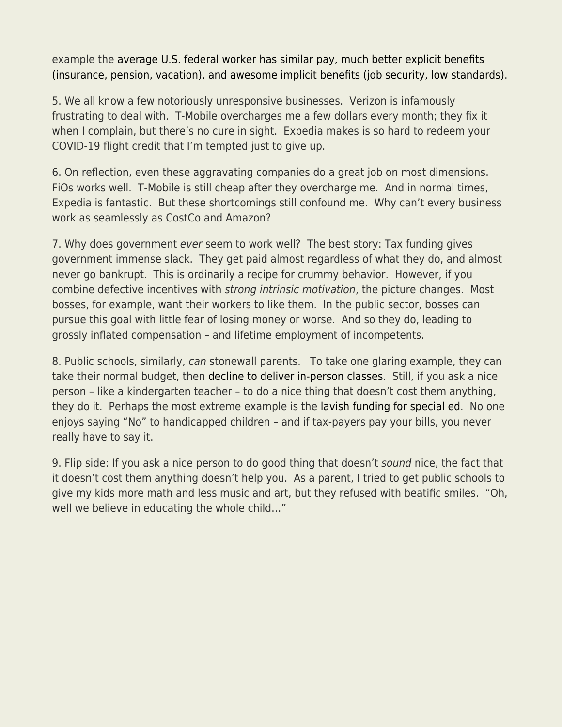example the average U.S. federal worker has similar pay, much better explicit benefits (insurance, pension, vacation), and awesome implicit benefits (job security, low standards).

5. We all know a few notoriously unresponsive businesses. Verizon is infamously frustrating to deal with. T-Mobile overcharges me a few dollars every month; they fix it when I complain, but there's no cure in sight. Expedia makes is so hard to redeem your COVID-19 flight credit that I'm tempted just to give up.

6. On reflection, even these aggravating companies do a great job on most dimensions. FiOs works well. T-Mobile is still cheap after they overcharge me. And in normal times, Expedia is fantastic. But these shortcomings still confound me. Why can't every business work as seamlessly as CostCo and Amazon?

7. Why does government *ever* seem to work well? The best story: Tax funding gives government immense slack. They get paid almost regardless of what they do, and almost never go bankrupt. This is ordinarily a recipe for crummy behavior. However, if you combine defective incentives with *strong intrinsic motivation*, the picture changes. Most bosses, for example, want their workers to like them. In the public sector, bosses can pursue this goal with little fear of losing money or worse. And so they do, leading to grossly inflated compensation – and lifetime employment of incompetents.

8. Public schools, similarly, *can* stonewall parents. To take one glaring example, they can take their normal budget, then decline to deliver in-person classes. Still, if you ask a nice person – like a kindergarten teacher – to do a nice thing that doesn't cost them anything, they do it. Perhaps the most extreme example is the lavish funding for special ed. No one enjoys saying "No" to handicapped children – and if tax-payers pay your bills, you never really have to say it.

9. Flip side: If you ask a nice person to do good thing that doesn't *sound* nice, the fact that it doesn't cost them anything doesn't help you. As a parent, I tried to get public schools to give my kids more math and less music and art, but they refused with beatific smiles. "Oh, well we believe in educating the whole child…"